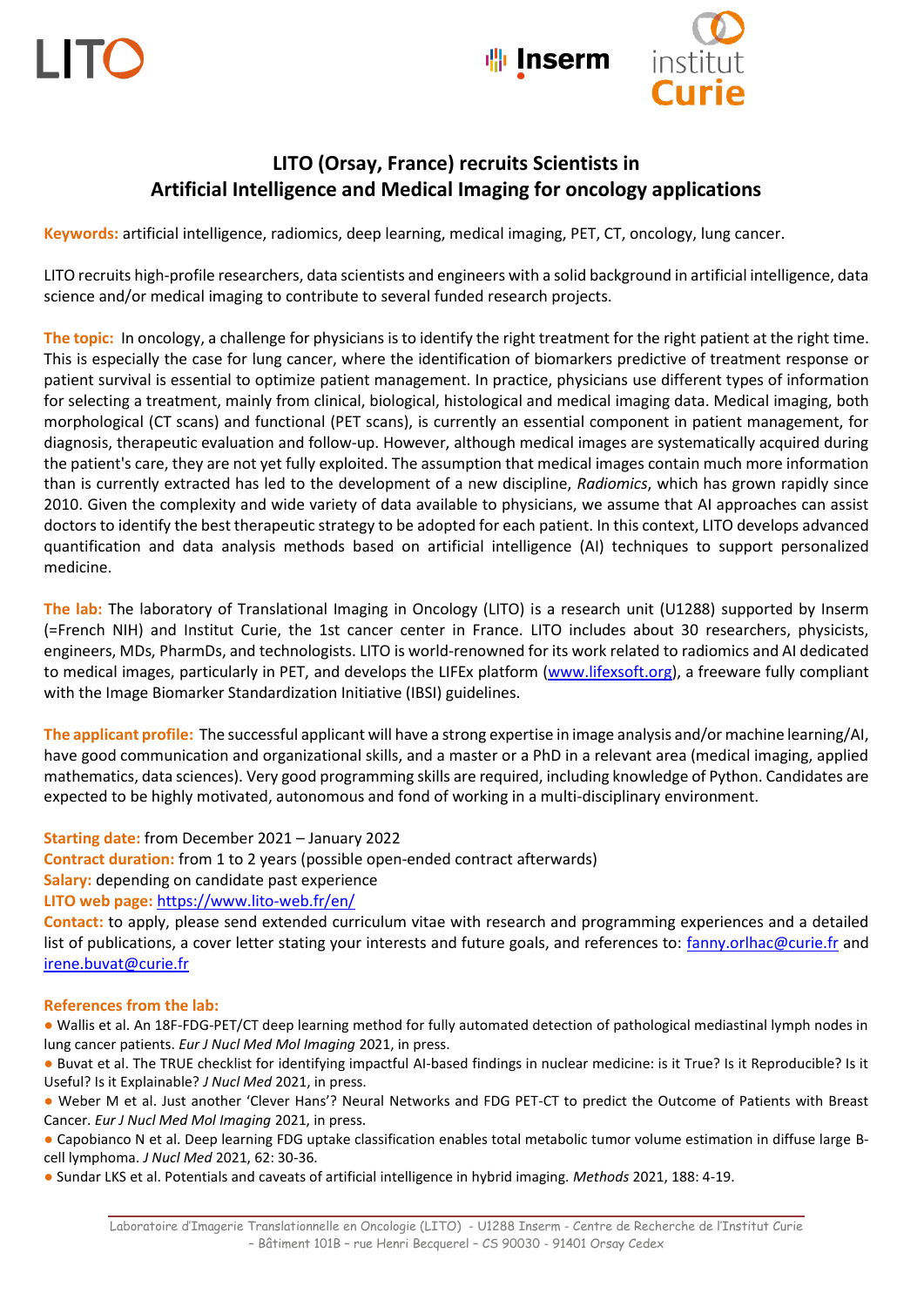LITO

Inserm

institut Curie

# LITO (Orsay, France) recruits Scientists in Artificial Intelligence and Medical Imaging for oncology applications

**Keywords:** artificial intelligence, radiomics, deep learning, medical imaging, PET, CT, oncology, lung cancer.

LITO recruits high-profile researchers, data scientists and engineers with a solid background in artificial intelligence, data science and/or medical imaging to contribute to several funded research projects.

**The topic:** In oncology, a challenge for physicians is to identify the right treatment for the right patient at the right time. This is especially the case for lung cancer, where the identification of biomarkers predictive of treatment response or patient survival is essential to optimize patient management. In practice, physicians use different types of information for selecting a treatment, mainly from clinical, biological, histological and medical imaging data. Medical imaging, both morphological (CT scans) and functional (PET scans), is currently an essential component in patient management, for diagnosis, therapeutic evaluation and follow-up. However, although medical images are systematically acquired during the patient's care, they are not yet fully exploited. The assumption that medical images contain much more information than is currently extracted has led to the development of a new discipline, *Radiomics*, which has grown rapidly since 2010. Given the complexity and wide variety of data available to physicians, we assume that AI approaches can assist doctors to identify the best therapeutic strategy to be adopted for each patient. In this context, LITO develops advanced quantification and data analysis methods based on artificial intelligence (AI) techniques to support personalized medicine.

**The lab:** The laboratory of Translational Imaging in Oncology (LITO) is a research unit (U1288) supported by Inserm (=French NIH) and Institut Curie, the 1st cancer center in France. LITO includes about 30 researchers, physicists, engineers, MDs, PharmDs, and technologists. LITO is world-renowned for its work related to radiomics and AI dedicated to medical images, particularly in PET, and develops the LIFEx platform (www.lifexsoft.org), a freeware fully compliant with the Image Biomarker Standardization Initiative (IBSI) guidelines.

**The applicant profile:** The successful applicant will have a strong expertise in image analysis and/or machine learning/AI, have good communication and organizational skills, and a master or a PhD in a relevant area (medical imaging, applied mathematics, data sciences). Very good programming skills are required, including knowledge of Python. Candidates are expected to be highly motivated, autonomous and fond of working in a multi-disciplinary environment.

**Starting date:** from December 2021 – January 2022
**Contract duration:** from 1 to 2 years (possible open-ended contract afterwards)
**Salary:** depending on candidate past experience
**LITO web page:** https://www.lito-web.fr/en/
**Contact:** to apply, please send extended curriculum vitae with research and programming experiences and a detailed list of publications, a cover letter stating your interests and future goals, and references to: fanny.orlhac@curie.fr and irene.buvat@curie.fr

**References from the lab:**

- Wallis et al. An 18F-FDG-PET/CT deep learning method for fully automated detection of pathological mediastinal lymph nodes in lung cancer patients. *Eur J Nucl Med Mol Imaging* 2021, in press.
- Buvat et al. The TRUE checklist for identifying impactful AI-based findings in nuclear medicine: is it True? Is it Reproducible? Is it Useful? Is it Explainable? *J Nucl Med* 2021, in press.
- Weber M et al. Just another 'Clever Hans'? Neural Networks and FDG PET-CT to predict the Outcome of Patients with Breast Cancer. *Eur J Nucl Med Mol Imaging* 2021, in press.
- Capobianco N et al. Deep learning FDG uptake classification enables total metabolic tumor volume estimation in diffuse large B-cell lymphoma. *J Nucl Med* 2021, 62: 30-36.
- Sundar LKS et al. Potentials and caveats of artificial intelligence in hybrid imaging. *Methods* 2021, 188: 4-19.

Laboratoire d'Imagerie Translationnelle en Oncologie (LITO) - U1288 Inserm - Centre de Recherche de l'Institut Curie – Bâtiment 101B – rue Henri Becquerel – CS 90030 - 91401 Orsay Cedex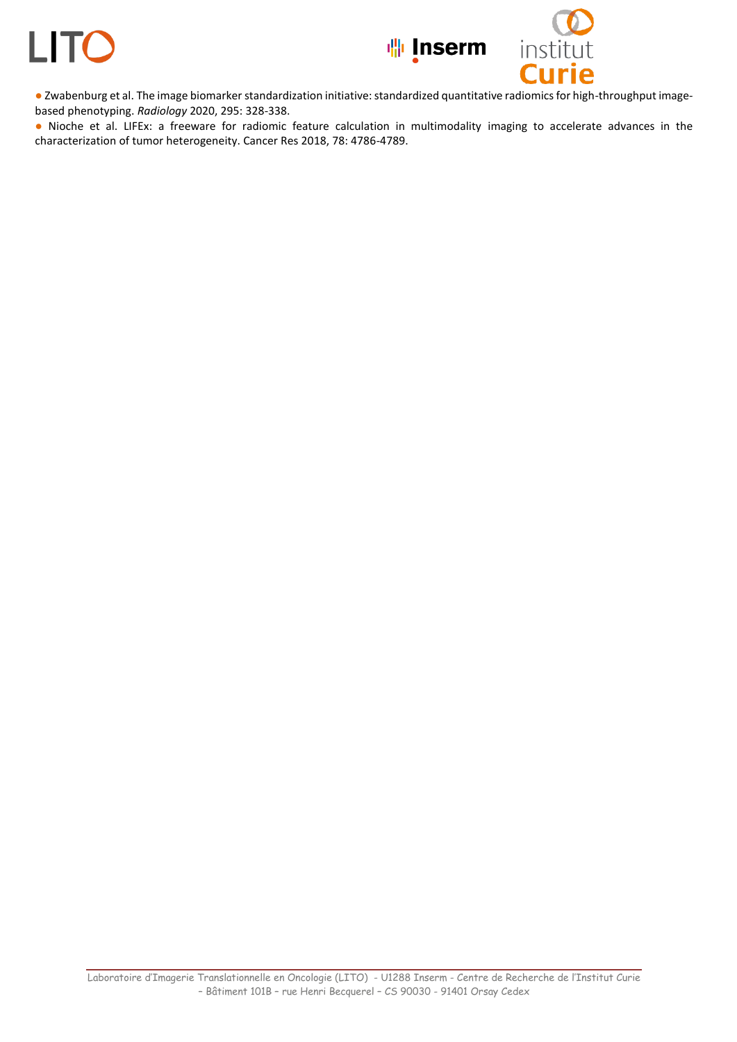- Zwabenburg et al. The image biomarker standardization initiative: standardized quantitative radiomics for high-throughput image-based phenotyping. *Radiology* 2020, 295: 328-338.
- Nioche et al. LIFEx: a freeware for radiomic feature calculation in multimodality imaging to accelerate advances in the characterization of tumor heterogeneity. Cancer Res 2018, 78: 4786-4789.